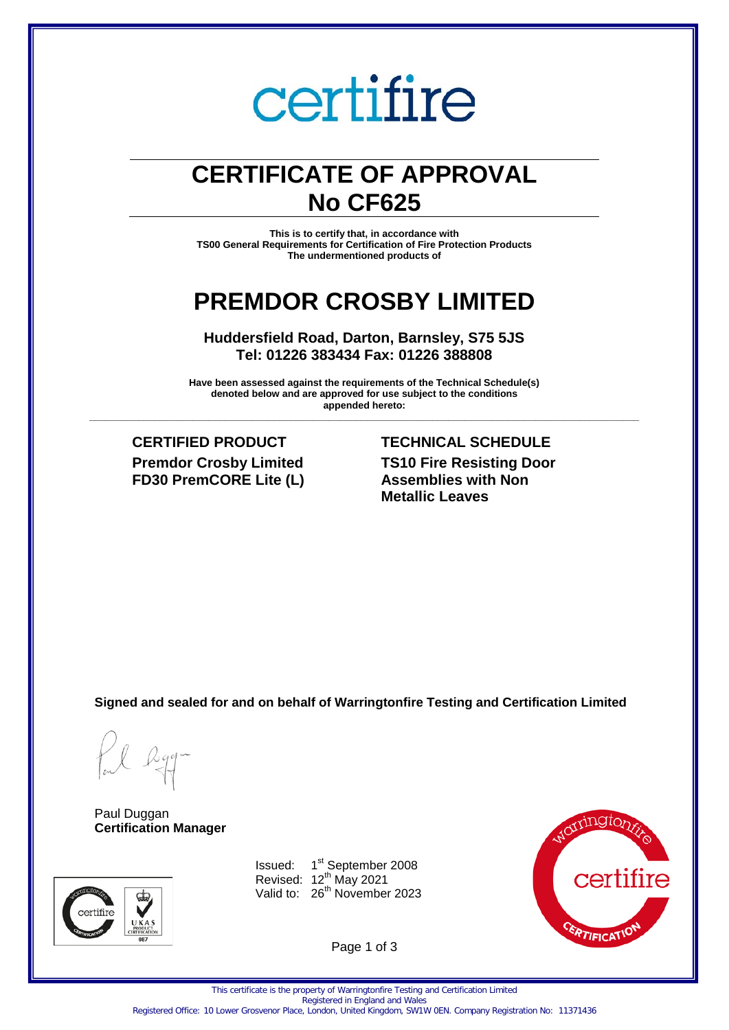certifire

# CERTIFICATE OF APPROVAL
# No CF625

**This is to certify that, in accordance with**
**TS00 General Requirements for Certification of Fire Protection Products**
**The undermentioned products of**

# PREMDOR CROSBY LIMITED

**Huddersfield Road, Darton, Barnsley, S75 5JS**
**Tel: 01226 383434 Fax: 01226 388808**

**Have been assessed against the requirements of the Technical Schedule(s) denoted below and are approved for use subject to the conditions appended hereto:**

---

### CERTIFIED PRODUCT

**Premdor Crosby Limited**
**FD30 PremCORE Lite (L)**

### TECHNICAL SCHEDULE

**TS10 Fire Resisting Door Assemblies with Non Metallic Leaves**

**Signed and sealed for and on behalf of Warringtonfire Testing and Certification Limited**

Paul Duggan
**Certification Manager**

Issued: 1st September 2008
Revised: 12th May 2021
Valid to: 26th November 2023

This certificate is the property of Warringtonfire Testing and Certification Limited
Registered in England and Wales
Registered Office: 10 Lower Grosvenor Place, London, United Kingdom, SW1W 0EN. Company Registration No: 11371436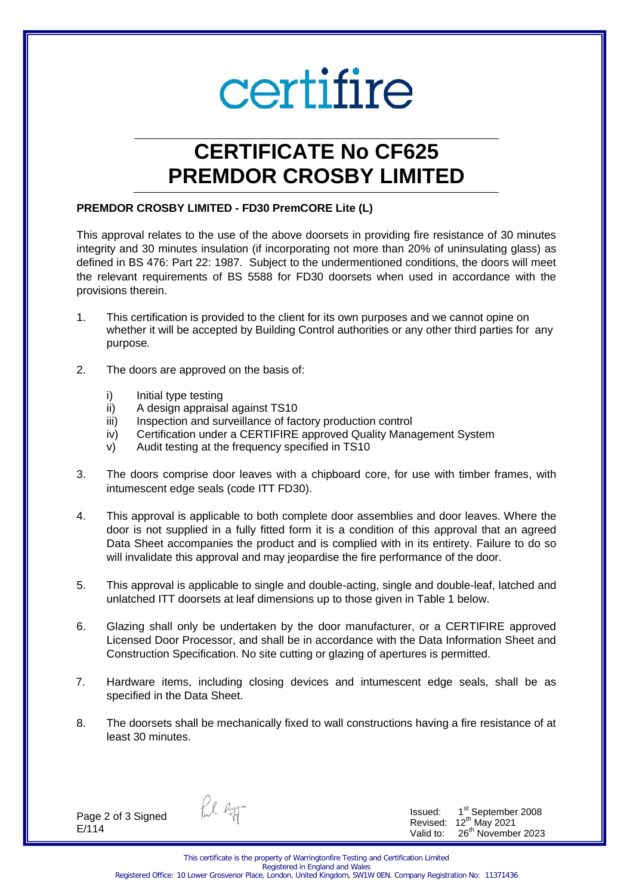certifire

# CERTIFICATE No CF625
# PREMDOR CROSBY LIMITED

**PREMDOR CROSBY LIMITED - FD30 PremCORE Lite (L)**

This approval relates to the use of the above doorsets in providing fire resistance of 30 minutes integrity and 30 minutes insulation (if incorporating not more than 20% of uninsulating glass) as defined in BS 476: Part 22: 1987. Subject to the undermentioned conditions, the doors will meet the relevant requirements of BS 5588 for FD30 doorsets when used in accordance with the provisions therein.

1. This certification is provided to the client for its own purposes and we cannot opine on whether it will be accepted by Building Control authorities or any other third parties for any purpose.

2. The doors are approved on the basis of:

   i) Initial type testing
   ii) A design appraisal against TS10
   iii) Inspection and surveillance of factory production control
   iv) Certification under a CERTIFIRE approved Quality Management System
   v) Audit testing at the frequency specified in TS10

3. The doors comprise door leaves with a chipboard core, for use with timber frames, with intumescent edge seals (code ITT FD30).

4. This approval is applicable to both complete door assemblies and door leaves. Where the door is not supplied in a fully fitted form it is a condition of this approval that an agreed Data Sheet accompanies the product and is complied with in its entirety. Failure to do so will invalidate this approval and may jeopardise the fire performance of the door.

5. This approval is applicable to single and double-acting, single and double-leaf, latched and unlatched ITT doorsets at leaf dimensions up to those given in Table 1 below.

6. Glazing shall only be undertaken by the door manufacturer, or a CERTIFIRE approved Licensed Door Processor, and shall be in accordance with the Data Information Sheet and Construction Specification. No site cutting or glazing of apertures is permitted.

7. Hardware items, including closing devices and intumescent edge seals, shall be as specified in the Data Sheet.

8. The doorsets shall be mechanically fixed to wall constructions having a fire resistance of at least 30 minutes.

Page 2 of 3 Signed
E/114

Issued: 1st September 2008
Revised: 12th May 2021
Valid to: 26th November 2023

This certificate is the property of Warringtonfire Testing and Certification Limited
Registered in England and Wales
Registered Office: 10 Lower Grosvenor Place, London, United Kingdom, SW1W 0EN. Company Registration No: 11371436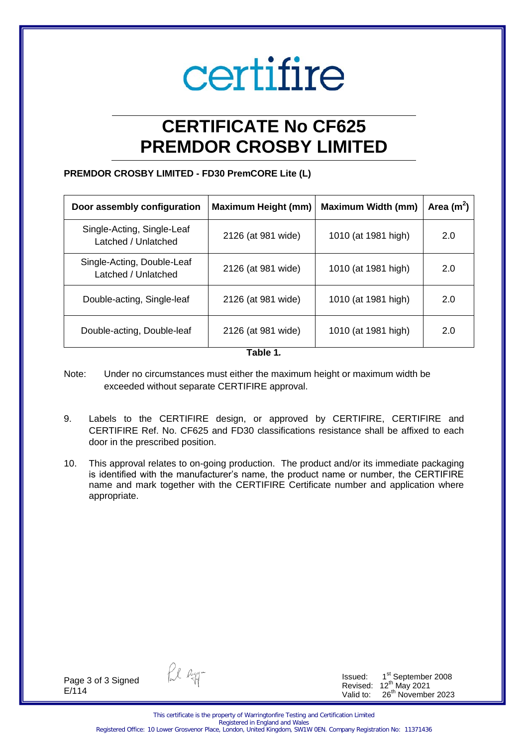certifire

# CERTIFICATE No CF625
# PREMDOR CROSBY LIMITED

**PREMDOR CROSBY LIMITED - FD30 PremCORE Lite (L)**

| Door assembly configuration | Maximum Height (mm) | Maximum Width (mm) | Area ($m^2$) |
|---|---|---|---|
| Single-Acting, Single-Leaf Latched / Unlatched | 2126 (at 981 wide) | 1010 (at 1981 high) | 2.0 |
| Single-Acting, Double-Leaf Latched / Unlatched | 2126 (at 981 wide) | 1010 (at 1981 high) | 2.0 |
| Double-acting, Single-leaf | 2126 (at 981 wide) | 1010 (at 1981 high) | 2.0 |
| Double-acting, Double-leaf | 2126 (at 981 wide) | 1010 (at 1981 high) | 2.0 |

**Table 1.**

Note: Under no circumstances must either the maximum height or maximum width be exceeded without separate CERTIFIRE approval.

9. Labels to the CERTIFIRE design, or approved by CERTIFIRE, CERTIFIRE and CERTIFIRE Ref. No. CF625 and FD30 classifications resistance shall be affixed to each door in the prescribed position.

10. This approval relates to on-going production. The product and/or its immediate packaging is identified with the manufacturer's name, the product name or number, the CERTIFIRE name and mark together with the CERTIFIRE Certificate number and application where appropriate.

Page 3 of 3 Signed
E/114

Issued: 1st September 2008
Revised: 12th May 2021
Valid to: 26th November 2023

This certificate is the property of Warringtonfire Testing and Certification Limited
Registered in England and Wales
Registered Office: 10 Lower Grosvenor Place, London, United Kingdom, SW1W 0EN. Company Registration No: 11371436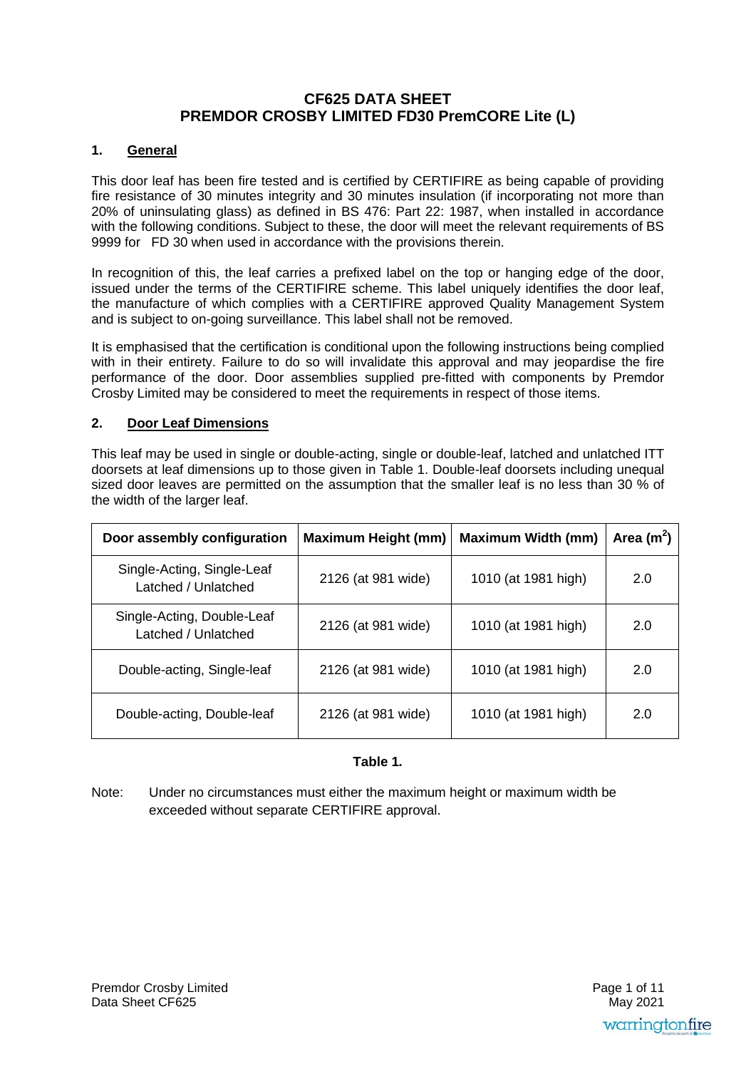# CF625 DATA SHEET
# PREMDOR CROSBY LIMITED FD30 PremCORE Lite (L)

## 1. General

This door leaf has been fire tested and is certified by CERTIFIRE as being capable of providing fire resistance of 30 minutes integrity and 30 minutes insulation (if incorporating not more than 20% of uninsulating glass) as defined in BS 476: Part 22: 1987, when installed in accordance with the following conditions. Subject to these, the door will meet the relevant requirements of BS 9999 for FD 30 when used in accordance with the provisions therein.

In recognition of this, the leaf carries a prefixed label on the top or hanging edge of the door, issued under the terms of the CERTIFIRE scheme. This label uniquely identifies the door leaf, the manufacture of which complies with a CERTIFIRE approved Quality Management System and is subject to on-going surveillance. This label shall not be removed.

It is emphasised that the certification is conditional upon the following instructions being complied with in their entirety. Failure to do so will invalidate this approval and may jeopardise the fire performance of the door. Door assemblies supplied pre-fitted with components by Premdor Crosby Limited may be considered to meet the requirements in respect of those items.

## 2. Door Leaf Dimensions

This leaf may be used in single or double-acting, single or double-leaf, latched and unlatched ITT doorsets at leaf dimensions up to those given in Table 1. Double-leaf doorsets including unequal sized door leaves are permitted on the assumption that the smaller leaf is no less than 30 % of the width of the larger leaf.

| Door assembly configuration | Maximum Height (mm) | Maximum Width (mm) | Area ($m^2$) |
|---|---|---|---|
| Single-Acting, Single-Leaf Latched / Unlatched | 2126 (at 981 wide) | 1010 (at 1981 high) | 2.0 |
| Single-Acting, Double-Leaf Latched / Unlatched | 2126 (at 981 wide) | 1010 (at 1981 high) | 2.0 |
| Double-acting, Single-leaf | 2126 (at 981 wide) | 1010 (at 1981 high) | 2.0 |
| Double-acting, Double-leaf | 2126 (at 981 wide) | 1010 (at 1981 high) | 2.0 |

**Table 1.**

Note: Under no circumstances must either the maximum height or maximum width be exceeded without separate CERTIFIRE approval.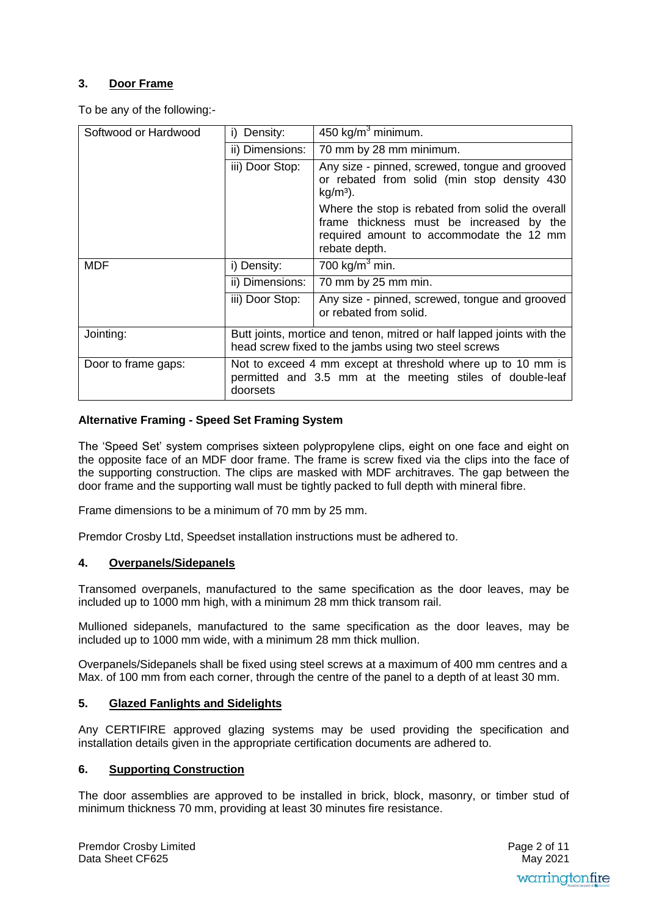## 3. Door Frame

To be any of the following:-

| | | |
|---|---|---|
| Softwood or Hardwood | i) Density: | 450 kg/m$^3$ minimum. |
| | ii) Dimensions: | 70 mm by 28 mm minimum. |
| | iii) Door Stop: | Any size - pinned, screwed, tongue and grooved or rebated from solid (min stop density 430 kg/m$^3$).<br><br>Where the stop is rebated from solid the overall frame thickness must be increased by the required amount to accommodate the 12 mm rebate depth. |
| MDF | i) Density: | 700 kg/m$^3$ min. |
| | ii) Dimensions: | 70 mm by 25 mm min. |
| | iii) Door Stop: | Any size - pinned, screwed, tongue and grooved or rebated from solid. |
| Jointing: | Butt joints, mortice and tenon, mitred or half lapped joints with the head screw fixed to the jambs using two steel screws | |
| Door to frame gaps: | Not to exceed 4 mm except at threshold where up to 10 mm is permitted and 3.5 mm at the meeting stiles of double-leaf doorsets | |

**Alternative Framing - Speed Set Framing System**

The 'Speed Set' system comprises sixteen polypropylene clips, eight on one face and eight on the opposite face of an MDF door frame. The frame is screw fixed via the clips into the face of the supporting construction. The clips are masked with MDF architraves. The gap between the door frame and the supporting wall must be tightly packed to full depth with mineral fibre.

Frame dimensions to be a minimum of 70 mm by 25 mm.

Premdor Crosby Ltd, Speedset installation instructions must be adhered to.

## 4. Overpanels/Sidepanels

Transomed overpanels, manufactured to the same specification as the door leaves, may be included up to 1000 mm high, with a minimum 28 mm thick transom rail.

Mullioned sidepanels, manufactured to the same specification as the door leaves, may be included up to 1000 mm wide, with a minimum 28 mm thick mullion.

Overpanels/Sidepanels shall be fixed using steel screws at a maximum of 400 mm centres and a Max. of 100 mm from each corner, through the centre of the panel to a depth of at least 30 mm.

## 5. Glazed Fanlights and Sidelights

Any CERTIFIRE approved glazing systems may be used providing the specification and installation details given in the appropriate certification documents are adhered to.

## 6. Supporting Construction

The door assemblies are approved to be installed in brick, block, masonry, or timber stud of minimum thickness 70 mm, providing at least 30 minutes fire resistance.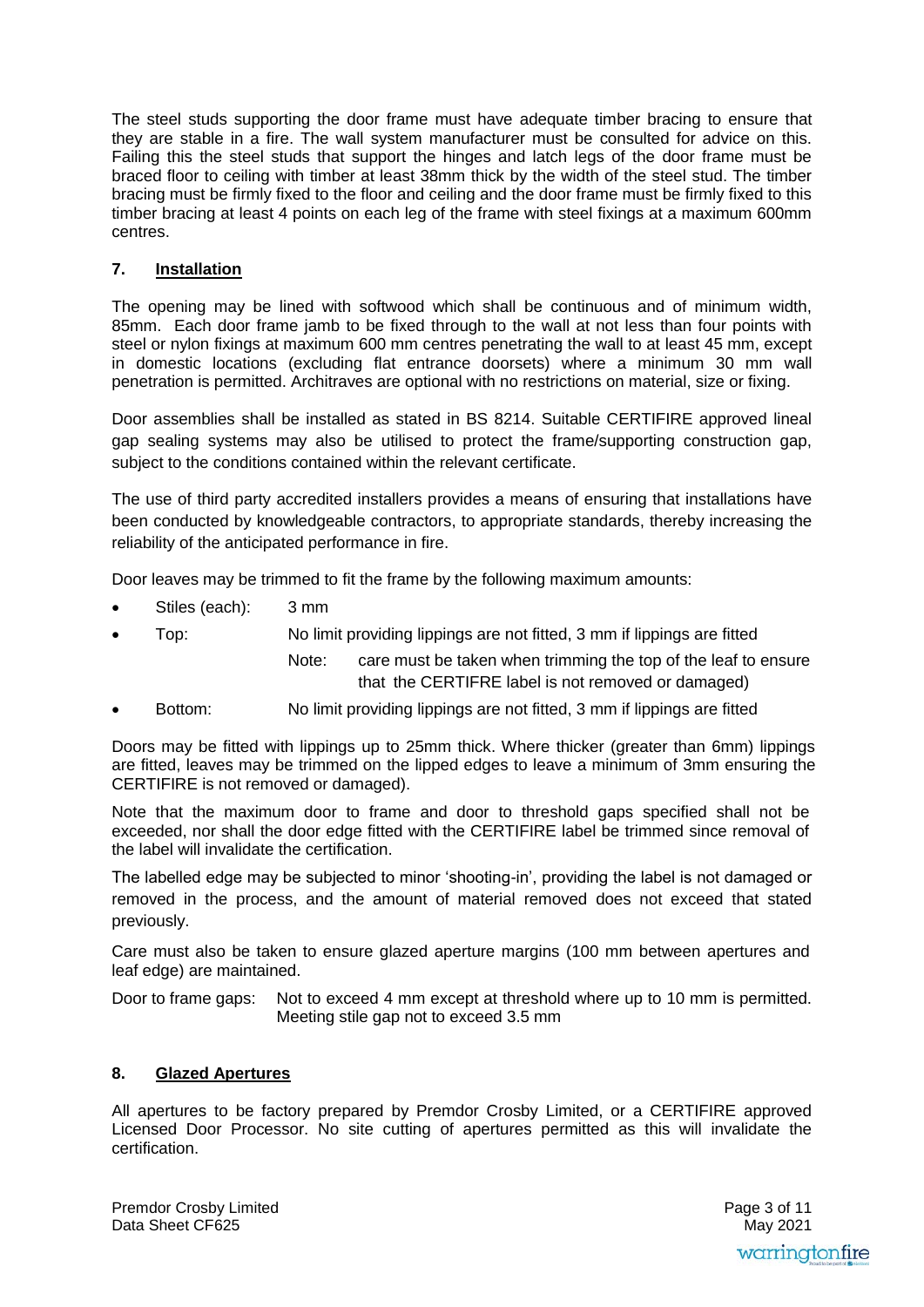The steel studs supporting the door frame must have adequate timber bracing to ensure that they are stable in a fire. The wall system manufacturer must be consulted for advice on this. Failing this the steel studs that support the hinges and latch legs of the door frame must be braced floor to ceiling with timber at least 38mm thick by the width of the steel stud. The timber bracing must be firmly fixed to the floor and ceiling and the door frame must be firmly fixed to this timber bracing at least 4 points on each leg of the frame with steel fixings at a maximum 600mm centres.

## 7. Installation

The opening may be lined with softwood which shall be continuous and of minimum width, 85mm. Each door frame jamb to be fixed through to the wall at not less than four points with steel or nylon fixings at maximum 600 mm centres penetrating the wall to at least 45 mm, except in domestic locations (excluding flat entrance doorsets) where a minimum 30 mm wall penetration is permitted. Architraves are optional with no restrictions on material, size or fixing.

Door assemblies shall be installed as stated in BS 8214. Suitable CERTIFIRE approved lineal gap sealing systems may also be utilised to protect the frame/supporting construction gap, subject to the conditions contained within the relevant certificate.

The use of third party accredited installers provides a means of ensuring that installations have been conducted by knowledgeable contractors, to appropriate standards, thereby increasing the reliability of the anticipated performance in fire.

Door leaves may be trimmed to fit the frame by the following maximum amounts:

- Stiles (each): 3 mm
- Top: No limit providing lippings are not fitted, 3 mm if lippings are fitted
  
  Note: care must be taken when trimming the top of the leaf to ensure that the CERTFIRE label is not removed or damaged)
- Bottom: No limit providing lippings are not fitted, 3 mm if lippings are fitted

Doors may be fitted with lippings up to 25mm thick. Where thicker (greater than 6mm) lippings are fitted, leaves may be trimmed on the lipped edges to leave a minimum of 3mm ensuring the CERTIFIRE is not removed or damaged).

Note that the maximum door to frame and door to threshold gaps specified shall not be exceeded, nor shall the door edge fitted with the CERTIFIRE label be trimmed since removal of the label will invalidate the certification.

The labelled edge may be subjected to minor 'shooting-in', providing the label is not damaged or removed in the process, and the amount of material removed does not exceed that stated previously.

Care must also be taken to ensure glazed aperture margins (100 mm between apertures and leaf edge) are maintained.

Door to frame gaps: Not to exceed 4 mm except at threshold where up to 10 mm is permitted. Meeting stile gap not to exceed 3.5 mm

## 8. Glazed Apertures

All apertures to be factory prepared by Premdor Crosby Limited, or a CERTIFIRE approved Licensed Door Processor. No site cutting of apertures permitted as this will invalidate the certification.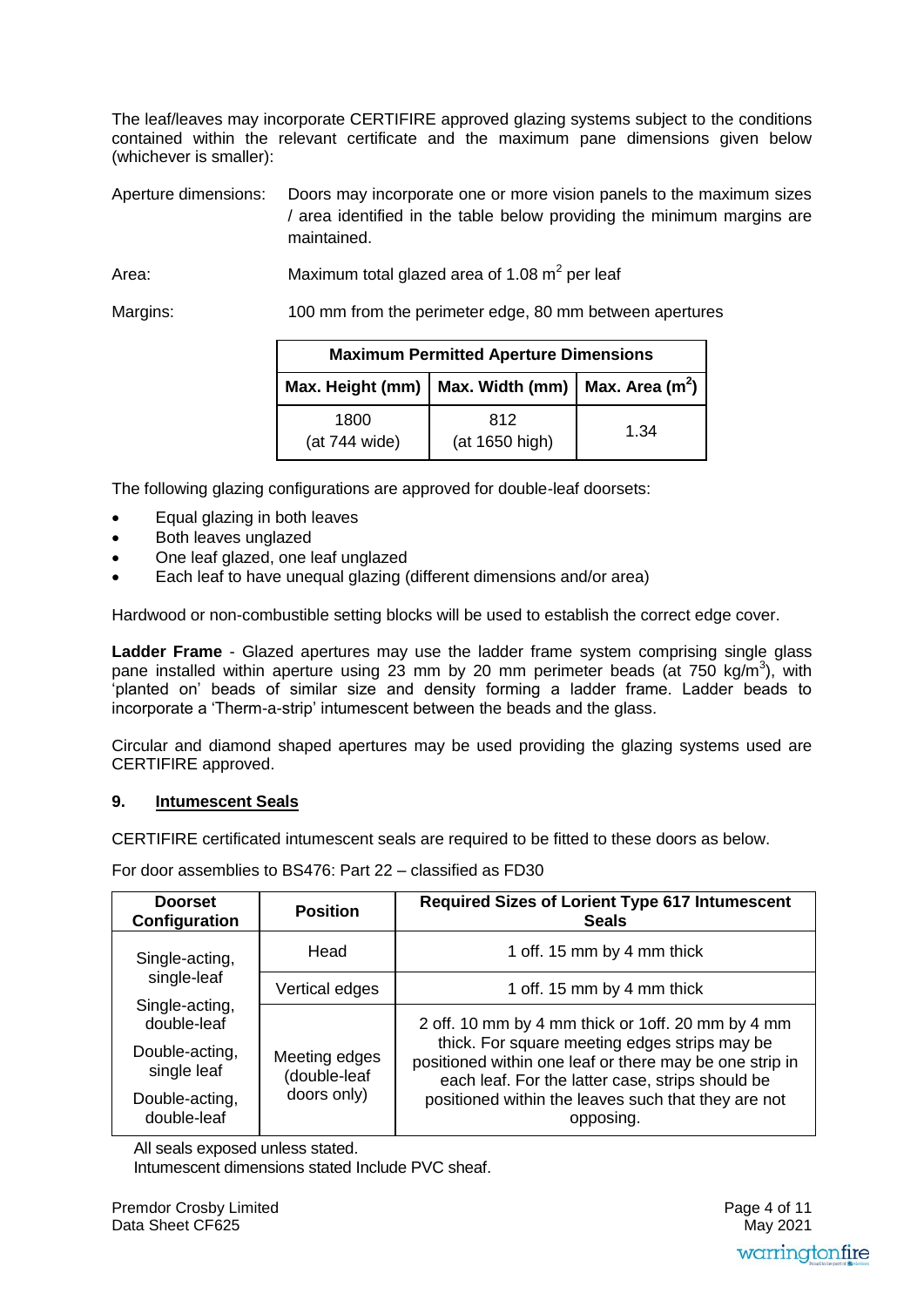The leaf/leaves may incorporate CERTIFIRE approved glazing systems subject to the conditions contained within the relevant certificate and the maximum pane dimensions given below (whichever is smaller):

Aperture dimensions: Doors may incorporate one or more vision panels to the maximum sizes / area identified in the table below providing the minimum margins are maintained.

Area: Maximum total glazed area of 1.08 $m^2$ per leaf

Margins: 100 mm from the perimeter edge, 80 mm between apertures

| Maximum Permitted Aperture Dimensions | | |
|---|---|---|
| Max. Height (mm) | Max. Width (mm) | Max. Area ($m^2$) |
| 1800 (at 744 wide) | 812 (at 1650 high) | 1.34 |

The following glazing configurations are approved for double-leaf doorsets:

- Equal glazing in both leaves
- Both leaves unglazed
- One leaf glazed, one leaf unglazed
- Each leaf to have unequal glazing (different dimensions and/or area)

Hardwood or non-combustible setting blocks will be used to establish the correct edge cover.

**Ladder Frame** - Glazed apertures may use the ladder frame system comprising single glass pane installed within aperture using 23 mm by 20 mm perimeter beads (at 750 kg/$m^3$), with 'planted on' beads of similar size and density forming a ladder frame. Ladder beads to incorporate a 'Therm-a-strip' intumescent between the beads and the glass.

Circular and diamond shaped apertures may be used providing the glazing systems used are CERTIFIRE approved.

## 9. Intumescent Seals

CERTIFIRE certificated intumescent seals are required to be fitted to these doors as below.

For door assemblies to BS476: Part 22 – classified as FD30

| Doorset Configuration | Position | Required Sizes of Lorient Type 617 Intumescent Seals |
|---|---|---|
| Single-acting, single-leaf | Head | 1 off. 15 mm by 4 mm thick |
| | Vertical edges | 1 off. 15 mm by 4 mm thick |
| Single-acting, double-leaf<br>Double-acting, single leaf<br>Double-acting, double-leaf | Meeting edges (double-leaf doors only) | 2 off. 10 mm by 4 mm thick or 1off. 20 mm by 4 mm thick. For square meeting edges strips may be positioned within one leaf or there may be one strip in each leaf. For the latter case, strips should be positioned within the leaves such that they are not opposing. |

All seals exposed unless stated.
Intumescent dimensions stated Include PVC sheaf.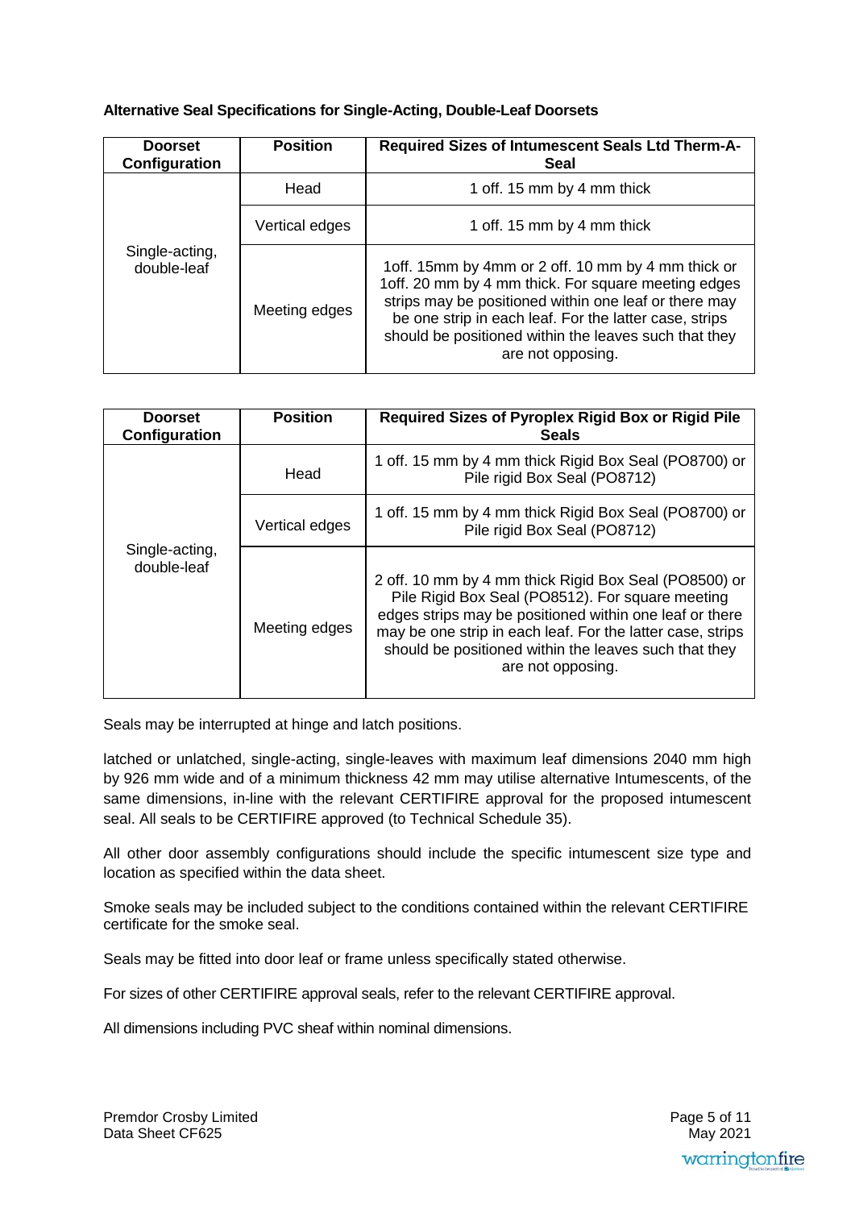**Alternative Seal Specifications for Single-Acting, Double-Leaf Doorsets**

| Doorset Configuration | Position | Required Sizes of Intumescent Seals Ltd Therm-A-Seal |
|---|---|---|
| Single-acting, double-leaf | Head | 1 off. 15 mm by 4 mm thick |
| | Vertical edges | 1 off. 15 mm by 4 mm thick |
| | Meeting edges | 1off. 15mm by 4mm or 2 off. 10 mm by 4 mm thick or 1off. 20 mm by 4 mm thick. For square meeting edges strips may be positioned within one leaf or there may be one strip in each leaf. For the latter case, strips should be positioned within the leaves such that they are not opposing. |

| Doorset Configuration | Position | Required Sizes of Pyroplex Rigid Box or Rigid Pile Seals |
|---|---|---|
| Single-acting, double-leaf | Head | 1 off. 15 mm by 4 mm thick Rigid Box Seal (PO8700) or Pile rigid Box Seal (PO8712) |
| | Vertical edges | 1 off. 15 mm by 4 mm thick Rigid Box Seal (PO8700) or Pile rigid Box Seal (PO8712) |
| | Meeting edges | 2 off. 10 mm by 4 mm thick Rigid Box Seal (PO8500) or Pile Rigid Box Seal (PO8512). For square meeting edges strips may be positioned within one leaf or there may be one strip in each leaf. For the latter case, strips should be positioned within the leaves such that they are not opposing. |

Seals may be interrupted at hinge and latch positions.

latched or unlatched, single-acting, single-leaves with maximum leaf dimensions 2040 mm high by 926 mm wide and of a minimum thickness 42 mm may utilise alternative Intumescents, of the same dimensions, in-line with the relevant CERTIFIRE approval for the proposed intumescent seal. All seals to be CERTIFIRE approved (to Technical Schedule 35).

All other door assembly configurations should include the specific intumescent size type and location as specified within the data sheet.

Smoke seals may be included subject to the conditions contained within the relevant CERTIFIRE certificate for the smoke seal.

Seals may be fitted into door leaf or frame unless specifically stated otherwise.

For sizes of other CERTIFIRE approval seals, refer to the relevant CERTIFIRE approval.

All dimensions including PVC sheaf within nominal dimensions.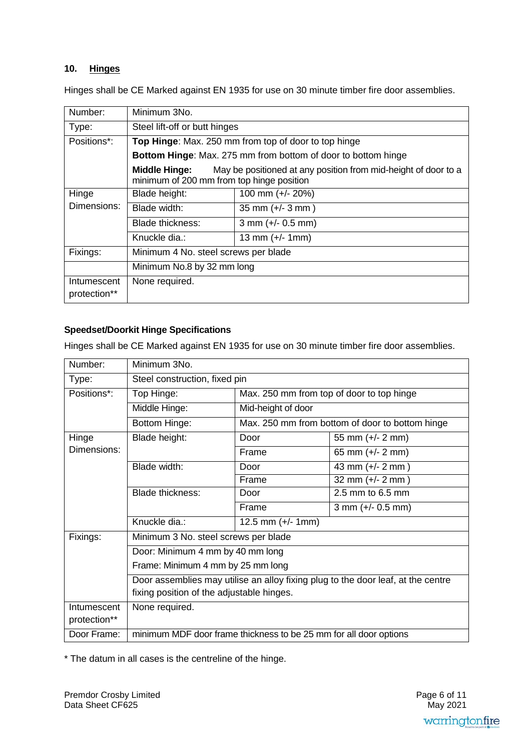## 10. Hinges

Hinges shall be CE Marked against EN 1935 for use on 30 minute timber fire door assemblies.

| | | |
|---|---|---|
| Number: | Minimum 3No. | |
| Type: | Steel lift-off or butt hinges | |
| Positions*: | **Top Hinge**: Max. 250 mm from top of door to top hinge | |
| | **Bottom Hinge**: Max. 275 mm from bottom of door to bottom hinge | |
| | **Middle Hinge:** May be positioned at any position from mid-height of door to a minimum of 200 mm from top hinge position | |
| Hinge Dimensions: | Blade height: | 100 mm (+/- 20%) |
| | Blade width: | 35 mm (+/- 3 mm ) |
| | Blade thickness: | 3 mm (+/- 0.5 mm) |
| | Knuckle dia.: | 13 mm (+/- 1mm) |
| Fixings: | Minimum 4 No. steel screws per blade | |
| | Minimum No.8 by 32 mm long | |
| Intumescent protection** | None required. | |

### Speedset/Doorkit Hinge Specifications

Hinges shall be CE Marked against EN 1935 for use on 30 minute timber fire door assemblies.

| | | | |
|---|---|---|---|
| Number: | Minimum 3No. | | |
| Type: | Steel construction, fixed pin | | |
| Positions*: | Top Hinge: | Max. 250 mm from top of door to top hinge | |
| | Middle Hinge: | Mid-height of door | |
| | Bottom Hinge: | Max. 250 mm from bottom of door to bottom hinge | |
| Hinge Dimensions: | Blade height: | Door | 55 mm (+/- 2 mm) |
| | | Frame | 65 mm (+/- 2 mm) |
| | Blade width: | Door | 43 mm (+/- 2 mm ) |
| | | Frame | 32 mm (+/- 2 mm ) |
| | Blade thickness: | Door | 2.5 mm to 6.5 mm |
| | | Frame | 3 mm (+/- 0.5 mm) |
| | Knuckle dia.: | 12.5 mm (+/- 1mm) | |
| Fixings: | Minimum 3 No. steel screws per blade | | |
| | Door: Minimum 4 mm by 40 mm long | | |
| | Frame: Minimum 4 mm by 25 mm long | | |
| | Door assemblies may utilise an alloy fixing plug to the door leaf, at the centre fixing position of the adjustable hinges. | | |
| Intumescent protection** | None required. | | |
| Door Frame: | minimum MDF door frame thickness to be 25 mm for all door options | | |

* The datum in all cases is the centreline of the hinge.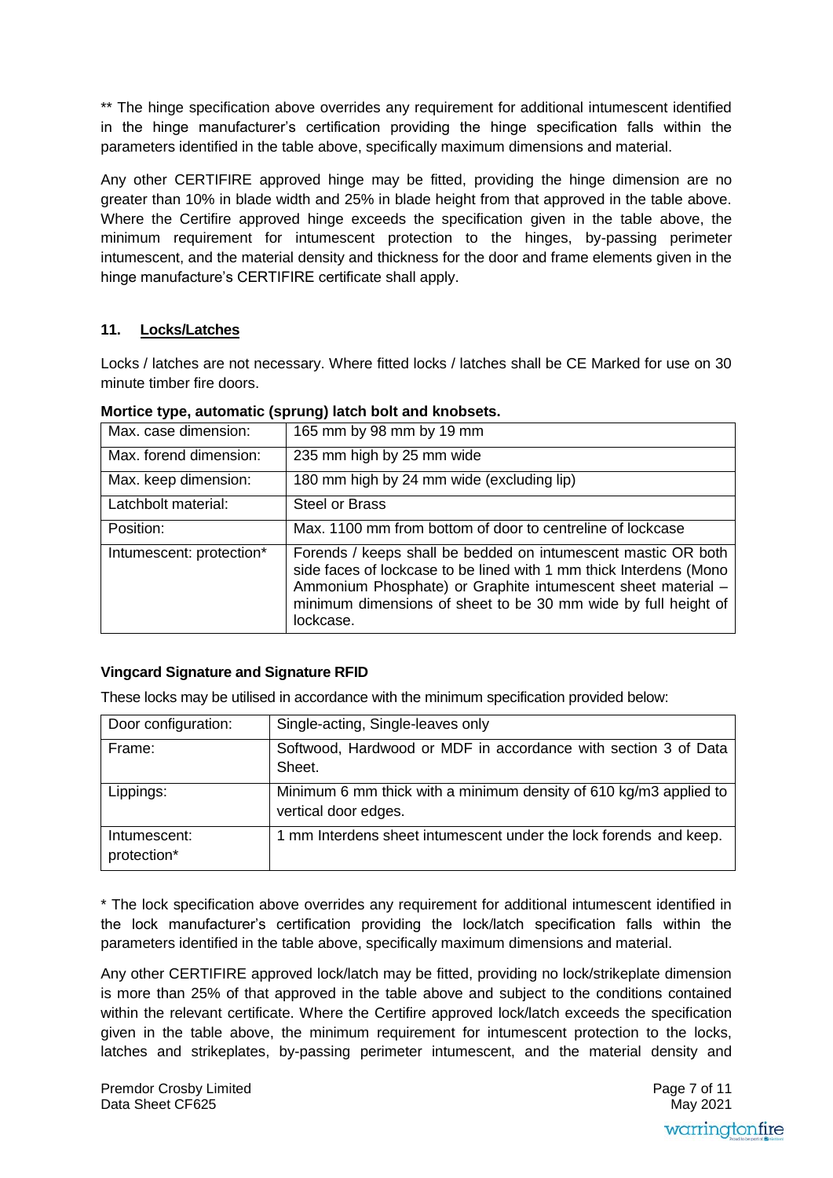** The hinge specification above overrides any requirement for additional intumescent identified in the hinge manufacturer's certification providing the hinge specification falls within the parameters identified in the table above, specifically maximum dimensions and material.

Any other CERTIFIRE approved hinge may be fitted, providing the hinge dimension are no greater than 10% in blade width and 25% in blade height from that approved in the table above. Where the Certifire approved hinge exceeds the specification given in the table above, the minimum requirement for intumescent protection to the hinges, by-passing perimeter intumescent, and the material density and thickness for the door and frame elements given in the hinge manufacture's CERTIFIRE certificate shall apply.

## 11. Locks/Latches

Locks / latches are not necessary. Where fitted locks / latches shall be CE Marked for use on 30 minute timber fire doors.

**Mortice type, automatic (sprung) latch bolt and knobsets.**

| Max. case dimension: | 165 mm by 98 mm by 19 mm |
|---|---|
| Max. forend dimension: | 235 mm high by 25 mm wide |
| Max. keep dimension: | 180 mm high by 24 mm wide (excluding lip) |
| Latchbolt material: | Steel or Brass |
| Position: | Max. 1100 mm from bottom of door to centreline of lockcase |
| Intumescent: protection* | Forends / keeps shall be bedded on intumescent mastic OR both side faces of lockcase to be lined with 1 mm thick Interdens (Mono Ammonium Phosphate) or Graphite intumescent sheet material – minimum dimensions of sheet to be 30 mm wide by full height of lockcase. |

**Vingcard Signature and Signature RFID**

These locks may be utilised in accordance with the minimum specification provided below:

| Door configuration: | Single-acting, Single-leaves only |
|---|---|
| Frame: | Softwood, Hardwood or MDF in accordance with section 3 of Data Sheet. |
| Lippings: | Minimum 6 mm thick with a minimum density of 610 kg/m3 applied to vertical door edges. |
| Intumescent: protection* | 1 mm Interdens sheet intumescent under the lock forends and keep. |

* The lock specification above overrides any requirement for additional intumescent identified in the lock manufacturer's certification providing the lock/latch specification falls within the parameters identified in the table above, specifically maximum dimensions and material.

Any other CERTIFIRE approved lock/latch may be fitted, providing no lock/strikeplate dimension is more than 25% of that approved in the table above and subject to the conditions contained within the relevant certificate. Where the Certifire approved lock/latch exceeds the specification given in the table above, the minimum requirement for intumescent protection to the locks, latches and strikeplates, by-passing perimeter intumescent, and the material density and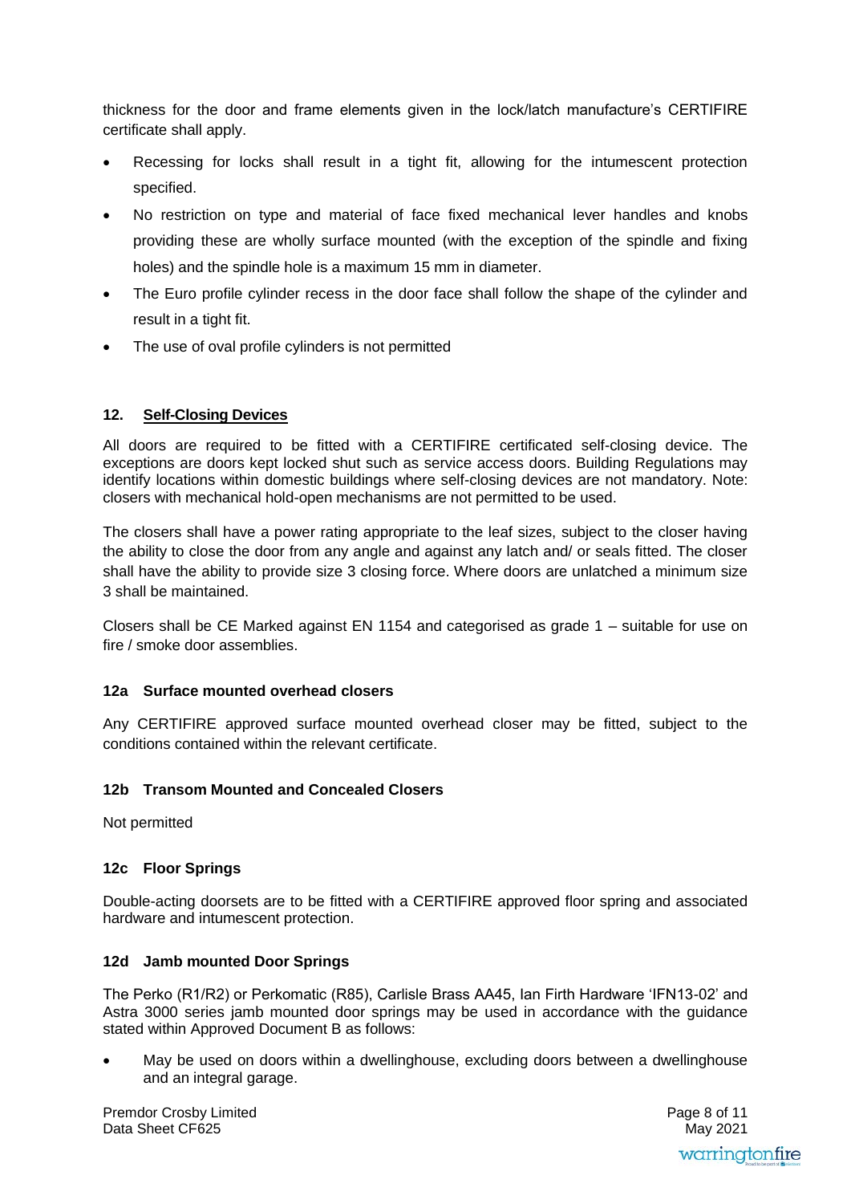thickness for the door and frame elements given in the lock/latch manufacture's CERTIFIRE certificate shall apply.

- Recessing for locks shall result in a tight fit, allowing for the intumescent protection specified.
- No restriction on type and material of face fixed mechanical lever handles and knobs providing these are wholly surface mounted (with the exception of the spindle and fixing holes) and the spindle hole is a maximum 15 mm in diameter.
- The Euro profile cylinder recess in the door face shall follow the shape of the cylinder and result in a tight fit.
- The use of oval profile cylinders is not permitted

## 12. Self-Closing Devices

All doors are required to be fitted with a CERTIFIRE certificated self-closing device. The exceptions are doors kept locked shut such as service access doors. Building Regulations may identify locations within domestic buildings where self-closing devices are not mandatory. Note: closers with mechanical hold-open mechanisms are not permitted to be used.

The closers shall have a power rating appropriate to the leaf sizes, subject to the closer having the ability to close the door from any angle and against any latch and/ or seals fitted. The closer shall have the ability to provide size 3 closing force. Where doors are unlatched a minimum size 3 shall be maintained.

Closers shall be CE Marked against EN 1154 and categorised as grade 1 – suitable for use on fire / smoke door assemblies.

### 12a Surface mounted overhead closers

Any CERTIFIRE approved surface mounted overhead closer may be fitted, subject to the conditions contained within the relevant certificate.

### 12b Transom Mounted and Concealed Closers

Not permitted

### 12c Floor Springs

Double-acting doorsets are to be fitted with a CERTIFIRE approved floor spring and associated hardware and intumescent protection.

### 12d Jamb mounted Door Springs

The Perko (R1/R2) or Perkomatic (R85), Carlisle Brass AA45, Ian Firth Hardware 'IFN13-02' and Astra 3000 series jamb mounted door springs may be used in accordance with the guidance stated within Approved Document B as follows:

- May be used on doors within a dwellinghouse, excluding doors between a dwellinghouse and an integral garage.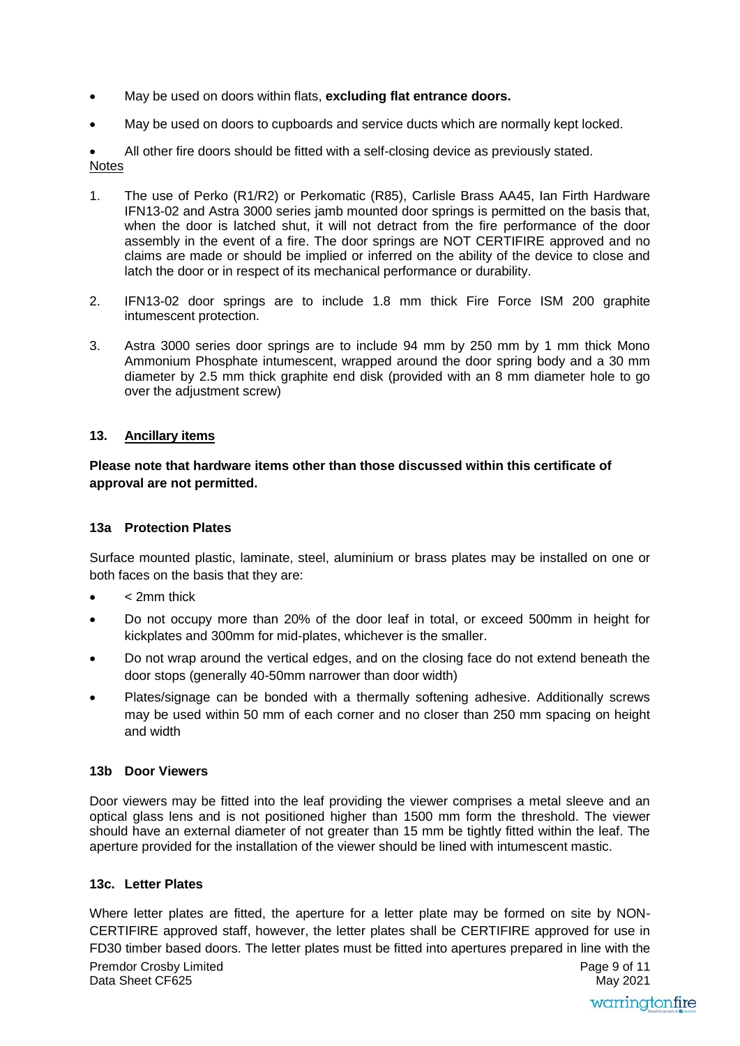- May be used on doors within flats, **excluding flat entrance doors.**
- May be used on doors to cupboards and service ducts which are normally kept locked.
- All other fire doors should be fitted with a self-closing device as previously stated.

Notes

1. The use of Perko (R1/R2) or Perkomatic (R85), Carlisle Brass AA45, Ian Firth Hardware IFN13-02 and Astra 3000 series jamb mounted door springs is permitted on the basis that, when the door is latched shut, it will not detract from the fire performance of the door assembly in the event of a fire. The door springs are NOT CERTIFIRE approved and no claims are made or should be implied or inferred on the ability of the device to close and latch the door or in respect of its mechanical performance or durability.
2. IFN13-02 door springs are to include 1.8 mm thick Fire Force ISM 200 graphite intumescent protection.
3. Astra 3000 series door springs are to include 94 mm by 250 mm by 1 mm thick Mono Ammonium Phosphate intumescent, wrapped around the door spring body and a 30 mm diameter by 2.5 mm thick graphite end disk (provided with an 8 mm diameter hole to go over the adjustment screw)

## 13. Ancillary items

**Please note that hardware items other than those discussed within this certificate of approval are not permitted.**

### 13a Protection Plates

Surface mounted plastic, laminate, steel, aluminium or brass plates may be installed on one or both faces on the basis that they are:

- < 2mm thick
- Do not occupy more than 20% of the door leaf in total, or exceed 500mm in height for kickplates and 300mm for mid-plates, whichever is the smaller.
- Do not wrap around the vertical edges, and on the closing face do not extend beneath the door stops (generally 40-50mm narrower than door width)
- Plates/signage can be bonded with a thermally softening adhesive. Additionally screws may be used within 50 mm of each corner and no closer than 250 mm spacing on height and width

### 13b Door Viewers

Door viewers may be fitted into the leaf providing the viewer comprises a metal sleeve and an optical glass lens and is not positioned higher than 1500 mm form the threshold. The viewer should have an external diameter of not greater than 15 mm be tightly fitted within the leaf. The aperture provided for the installation of the viewer should be lined with intumescent mastic.

### 13c. Letter Plates

Where letter plates are fitted, the aperture for a letter plate may be formed on site by NON-CERTIFIRE approved staff, however, the letter plates shall be CERTIFIRE approved for use in FD30 timber based doors. The letter plates must be fitted into apertures prepared in line with the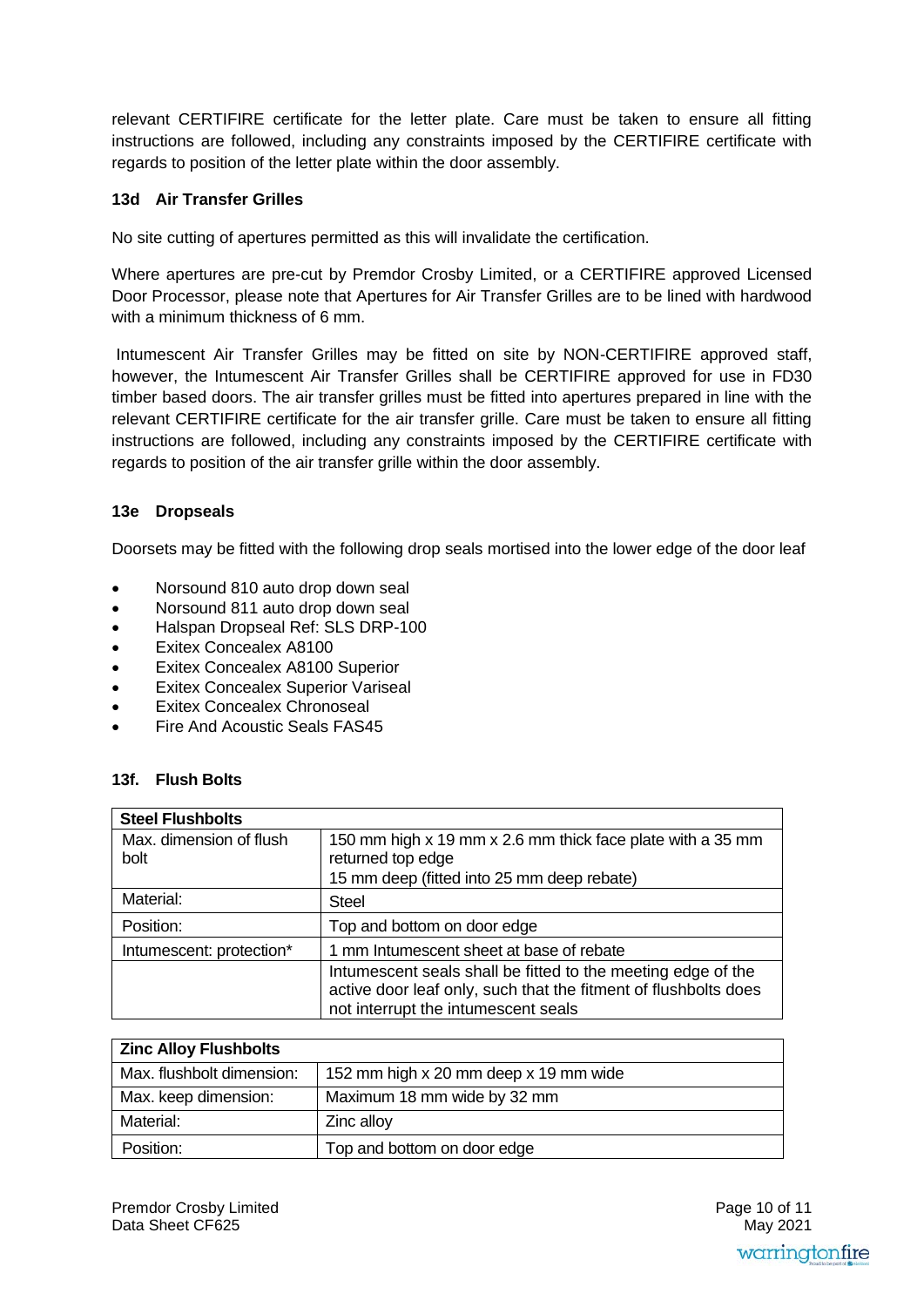relevant CERTIFIRE certificate for the letter plate. Care must be taken to ensure all fitting instructions are followed, including any constraints imposed by the CERTIFIRE certificate with regards to position of the letter plate within the door assembly.

### 13d Air Transfer Grilles

No site cutting of apertures permitted as this will invalidate the certification.

Where apertures are pre-cut by Premdor Crosby Limited, or a CERTIFIRE approved Licensed Door Processor, please note that Apertures for Air Transfer Grilles are to be lined with hardwood with a minimum thickness of 6 mm.

Intumescent Air Transfer Grilles may be fitted on site by NON-CERTIFIRE approved staff, however, the Intumescent Air Transfer Grilles shall be CERTIFIRE approved for use in FD30 timber based doors. The air transfer grilles must be fitted into apertures prepared in line with the relevant CERTIFIRE certificate for the air transfer grille. Care must be taken to ensure all fitting instructions are followed, including any constraints imposed by the CERTIFIRE certificate with regards to position of the air transfer grille within the door assembly.

### 13e Dropseals

Doorsets may be fitted with the following drop seals mortised into the lower edge of the door leaf

- Norsound 810 auto drop down seal
- Norsound 811 auto drop down seal
- Halspan Dropseal Ref: SLS DRP-100
- Exitex Concealex A8100
- Exitex Concealex A8100 Superior
- Exitex Concealex Superior Variseal
- Exitex Concealex Chronoseal
- Fire And Acoustic Seals FAS45

### 13f. Flush Bolts

| Steel Flushbolts | |
|---|---|
| Max. dimension of flush bolt | 150 mm high x 19 mm x 2.6 mm thick face plate with a 35 mm returned top edge<br>15 mm deep (fitted into 25 mm deep rebate) |
| Material: | Steel |
| Position: | Top and bottom on door edge |
| Intumescent: protection* | 1 mm Intumescent sheet at base of rebate |
| | Intumescent seals shall be fitted to the meeting edge of the active door leaf only, such that the fitment of flushbolts does not interrupt the intumescent seals |

| Zinc Alloy Flushbolts | |
|---|---|
| Max. flushbolt dimension: | 152 mm high x 20 mm deep x 19 mm wide |
| Max. keep dimension: | Maximum 18 mm wide by 32 mm |
| Material: | Zinc alloy |
| Position: | Top and bottom on door edge |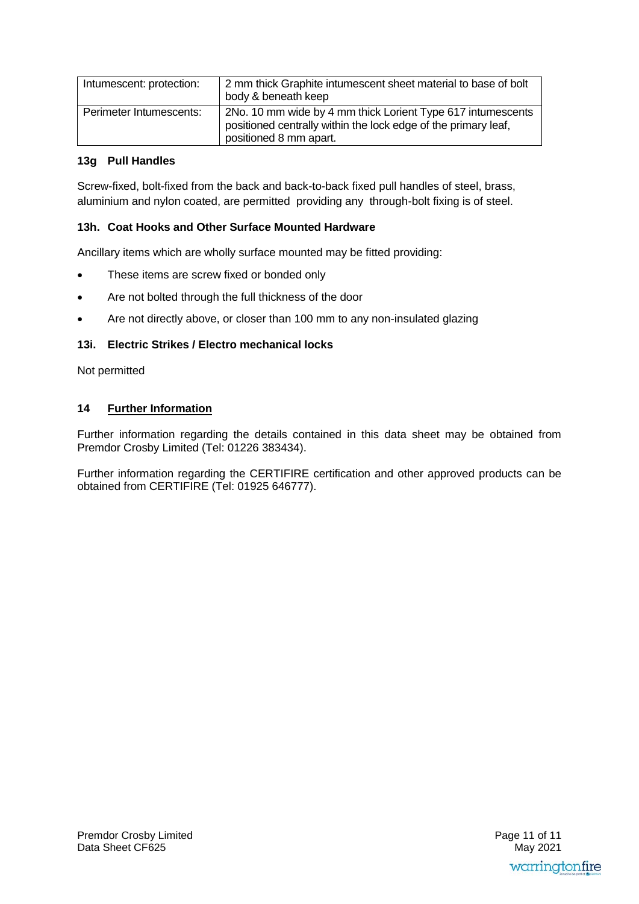| | |
|---|---|
| Intumescent: protection: | 2 mm thick Graphite intumescent sheet material to base of bolt body & beneath keep |
| Perimeter Intumescents: | 2No. 10 mm wide by 4 mm thick Lorient Type 617 intumescents positioned centrally within the lock edge of the primary leaf, positioned 8 mm apart. |

### 13g Pull Handles

Screw-fixed, bolt-fixed from the back and back-to-back fixed pull handles of steel, brass, aluminium and nylon coated, are permitted providing any through-bolt fixing is of steel.

### 13h. Coat Hooks and Other Surface Mounted Hardware

Ancillary items which are wholly surface mounted may be fitted providing:

- These items are screw fixed or bonded only
- Are not bolted through the full thickness of the door
- Are not directly above, or closer than 100 mm to any non-insulated glazing

### 13i. Electric Strikes / Electro mechanical locks

Not permitted

## 14 Further Information

Further information regarding the details contained in this data sheet may be obtained from Premdor Crosby Limited (Tel: 01226 383434).

Further information regarding the CERTIFIRE certification and other approved products can be obtained from CERTIFIRE (Tel: 01925 646777).